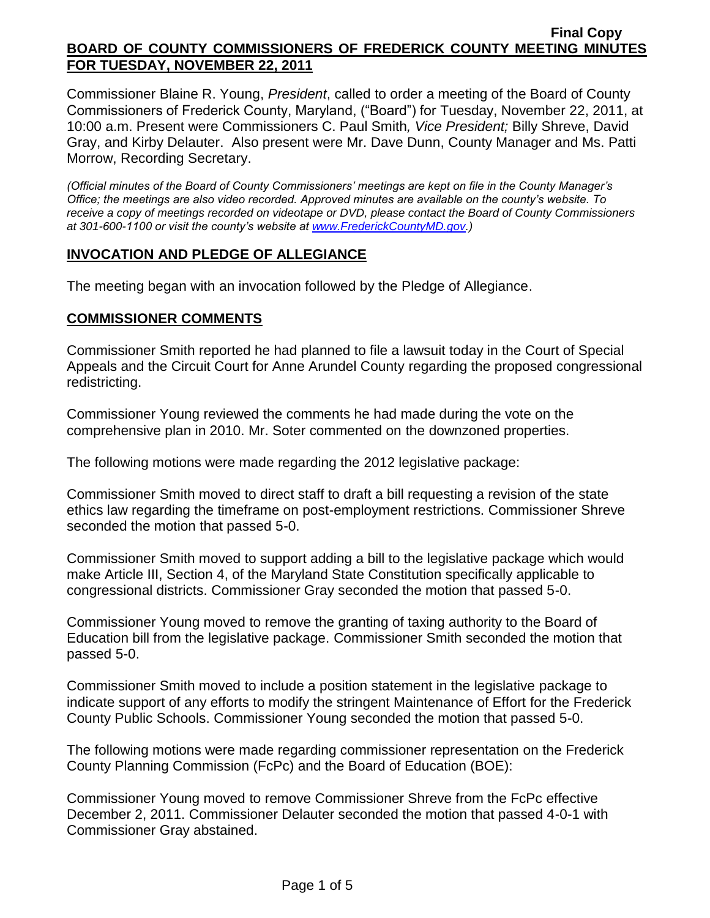Final Copy

**BOARD OF COUNTY COMMISSIONERS OF FREDERICK COUNTY MEETING MINUTES FOR TUESDAY, NOVEMBER 22, 2011**

Commissioner Blaine R. Young, *President*, called to order a meeting of the Board of County Commissioners of Frederick County, Maryland, ("Board") for Tuesday, November 22, 2011, at 10:00 a.m. Present were Commissioners C. Paul Smith*, Vice President;* Billy Shreve, David Gray, and Kirby Delauter. Also present were Mr. Dave Dunn, County Manager and Ms. Patti Morrow, Recording Secretary.

*(Official minutes of the Board of County Commissioners' meetings are kept on file in the County Manager's Office; the meetings are also video recorded. Approved minutes are available on the county's website. To receive a copy of meetings recorded on videotape or DVD, please contact the Board of County Commissioners at 301-600-1100 or visit the county's website at www.FrederickCountyMD.gov.)*

## INVOCATION AND PLEDGE OF ALLEGIANCE

The meeting began with an invocation followed by the Pledge of Allegiance.

## COMMISSIONER COMMENTS

Commissioner Smith reported he had planned to file a lawsuit today in the Court of Special Appeals and the Circuit Court for Anne Arundel County regarding the proposed congressional redistricting.

Commissioner Young reviewed the comments he had made during the vote on the comprehensive plan in 2010. Mr. Soter commented on the downzoned properties.

The following motions were made regarding the 2012 legislative package:

Commissioner Smith moved to direct staff to draft a bill requesting a revision of the state ethics law regarding the timeframe on post-employment restrictions. Commissioner Shreve seconded the motion that passed 5-0.

Commissioner Smith moved to support adding a bill to the legislative package which would make Article III, Section 4, of the Maryland State Constitution specifically applicable to congressional districts. Commissioner Gray seconded the motion that passed 5-0.

Commissioner Young moved to remove the granting of taxing authority to the Board of Education bill from the legislative package. Commissioner Smith seconded the motion that passed 5-0.

Commissioner Smith moved to include a position statement in the legislative package to indicate support of any efforts to modify the stringent Maintenance of Effort for the Frederick County Public Schools. Commissioner Young seconded the motion that passed 5-0.

The following motions were made regarding commissioner representation on the Frederick County Planning Commission (FcPc) and the Board of Education (BOE):

Commissioner Young moved to remove Commissioner Shreve from the FcPc effective December 2, 2011. Commissioner Delauter seconded the motion that passed 4-0-1 with Commissioner Gray abstained.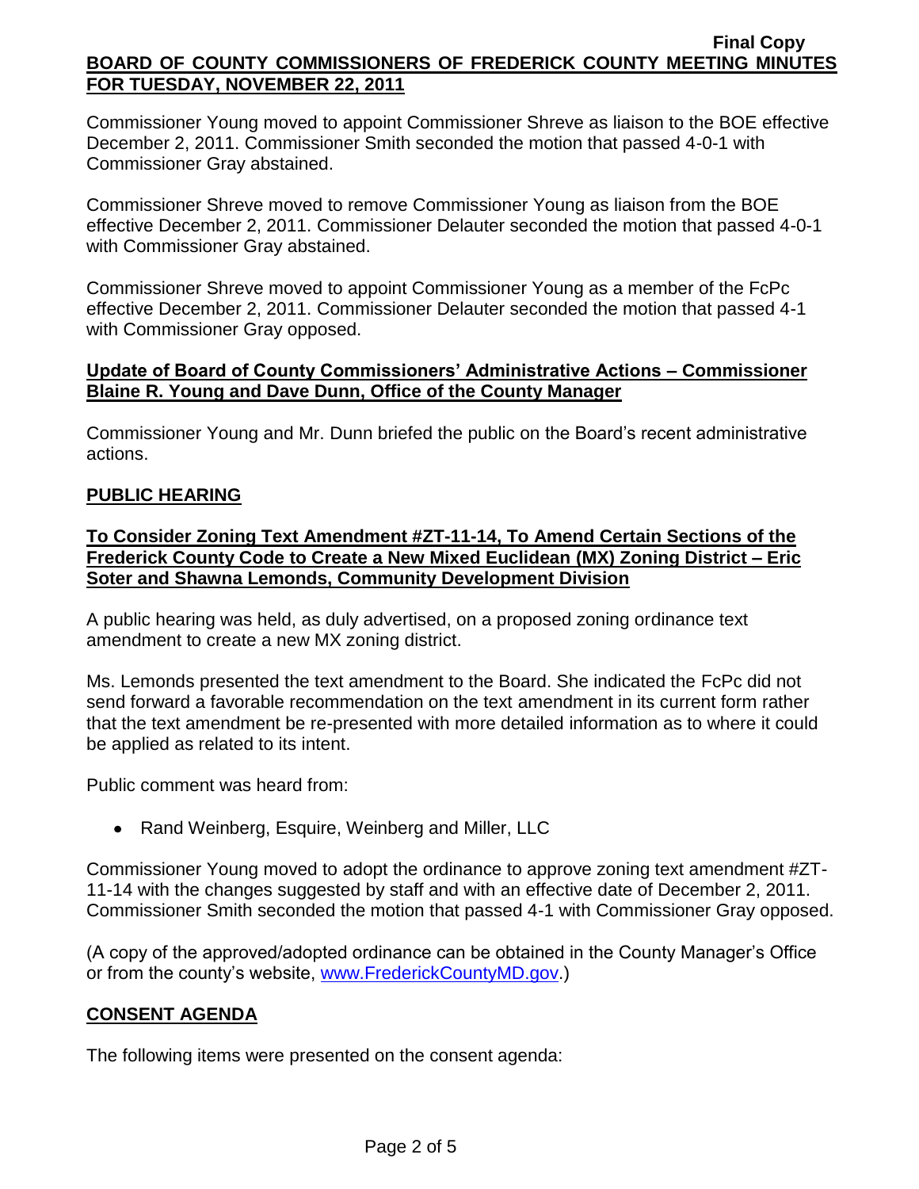Commissioner Young moved to appoint Commissioner Shreve as liaison to the BOE effective December 2, 2011. Commissioner Smith seconded the motion that passed 4-0-1 with Commissioner Gray abstained.

Commissioner Shreve moved to remove Commissioner Young as liaison from the BOE effective December 2, 2011. Commissioner Delauter seconded the motion that passed 4-0-1 with Commissioner Gray abstained.

Commissioner Shreve moved to appoint Commissioner Young as a member of the FcPc effective December 2, 2011. Commissioner Delauter seconded the motion that passed 4-1 with Commissioner Gray opposed.

**Update of Board of County Commissioners' Administrative Actions – Commissioner Blaine R. Young and Dave Dunn, Office of the County Manager**

Commissioner Young and Mr. Dunn briefed the public on the Board's recent administrative actions.

## PUBLIC HEARING

**To Consider Zoning Text Amendment #ZT-11-14, To Amend Certain Sections of the Frederick County Code to Create a New Mixed Euclidean (MX) Zoning District – Eric Soter and Shawna Lemonds, Community Development Division**

A public hearing was held, as duly advertised, on a proposed zoning ordinance text amendment to create a new MX zoning district.

Ms. Lemonds presented the text amendment to the Board. She indicated the FcPc did not send forward a favorable recommendation on the text amendment in its current form rather that the text amendment be re-presented with more detailed information as to where it could be applied as related to its intent.

Public comment was heard from:

- Rand Weinberg, Esquire, Weinberg and Miller, LLC

Commissioner Young moved to adopt the ordinance to approve zoning text amendment #ZT-11-14 with the changes suggested by staff and with an effective date of December 2, 2011. Commissioner Smith seconded the motion that passed 4-1 with Commissioner Gray opposed.

(A copy of the approved/adopted ordinance can be obtained in the County Manager's Office or from the county's website, www.FrederickCountyMD.gov.)

## CONSENT AGENDA

The following items were presented on the consent agenda: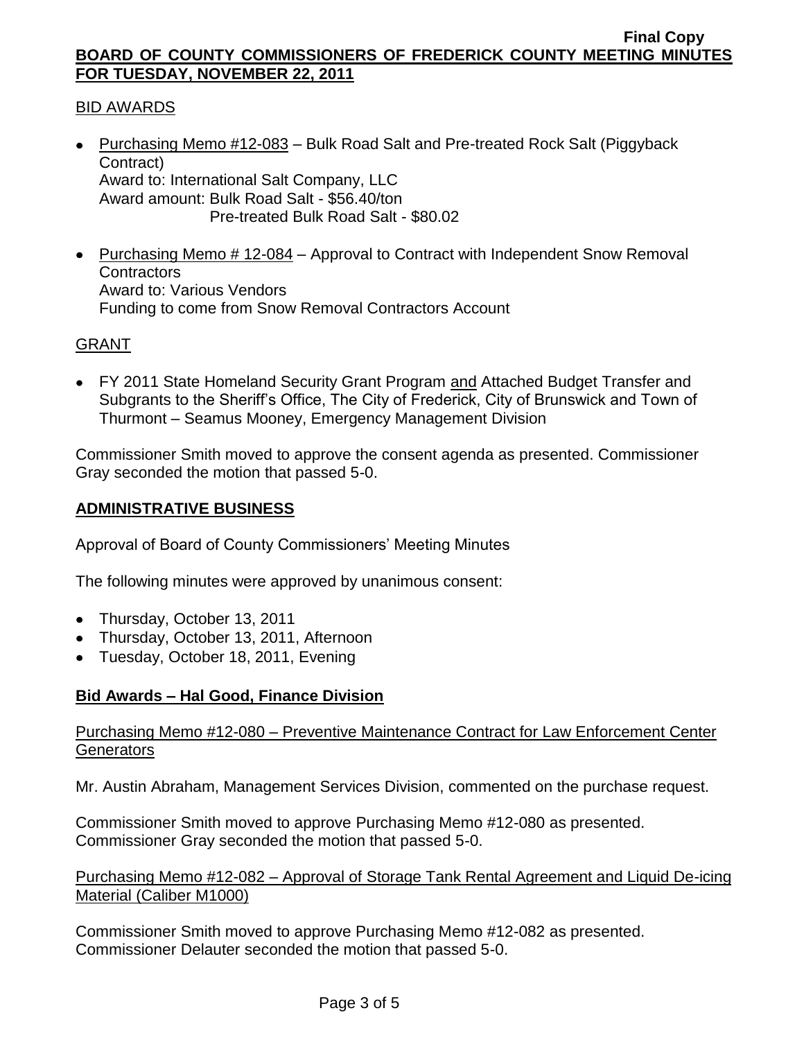BID AWARDS

- Purchasing Memo #12-083 – Bulk Road Salt and Pre-treated Rock Salt (Piggyback Contract)
  Award to: International Salt Company, LLC
  Award amount: Bulk Road Salt - $56.40/ton
  Pre-treated Bulk Road Salt - $80.02
- Purchasing Memo # 12-084 – Approval to Contract with Independent Snow Removal Contractors
  Award to: Various Vendors
  Funding to come from Snow Removal Contractors Account

GRANT

- FY 2011 State Homeland Security Grant Program and Attached Budget Transfer and Subgrants to the Sheriff's Office, The City of Frederick, City of Brunswick and Town of Thurmont – Seamus Mooney, Emergency Management Division

Commissioner Smith moved to approve the consent agenda as presented. Commissioner Gray seconded the motion that passed 5-0.

## ADMINISTRATIVE BUSINESS

Approval of Board of County Commissioners' Meeting Minutes

The following minutes were approved by unanimous consent:

- Thursday, October 13, 2011
- Thursday, October 13, 2011, Afternoon
- Tuesday, October 18, 2011, Evening

## Bid Awards – Hal Good, Finance Division

Purchasing Memo #12-080 – Preventive Maintenance Contract for Law Enforcement Center Generators

Mr. Austin Abraham, Management Services Division, commented on the purchase request.

Commissioner Smith moved to approve Purchasing Memo #12-080 as presented. Commissioner Gray seconded the motion that passed 5-0.

Purchasing Memo #12-082 – Approval of Storage Tank Rental Agreement and Liquid De-icing Material (Caliber M1000)

Commissioner Smith moved to approve Purchasing Memo #12-082 as presented. Commissioner Delauter seconded the motion that passed 5-0.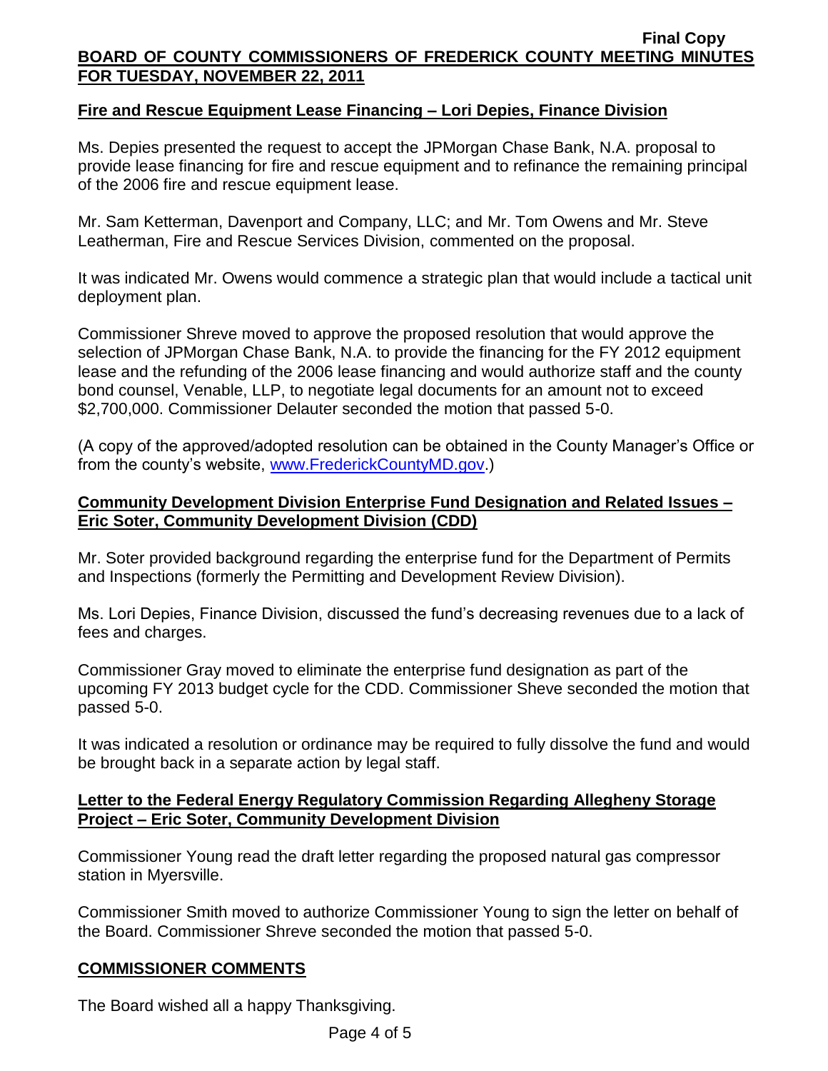## Fire and Rescue Equipment Lease Financing – Lori Depies, Finance Division

Ms. Depies presented the request to accept the JPMorgan Chase Bank, N.A. proposal to provide lease financing for fire and rescue equipment and to refinance the remaining principal of the 2006 fire and rescue equipment lease.

Mr. Sam Ketterman, Davenport and Company, LLC; and Mr. Tom Owens and Mr. Steve Leatherman, Fire and Rescue Services Division, commented on the proposal.

It was indicated Mr. Owens would commence a strategic plan that would include a tactical unit deployment plan.

Commissioner Shreve moved to approve the proposed resolution that would approve the selection of JPMorgan Chase Bank, N.A. to provide the financing for the FY 2012 equipment lease and the refunding of the 2006 lease financing and would authorize staff and the county bond counsel, Venable, LLP, to negotiate legal documents for an amount not to exceed $2,700,000. Commissioner Delauter seconded the motion that passed 5-0.

(A copy of the approved/adopted resolution can be obtained in the County Manager's Office or from the county's website, www.FrederickCountyMD.gov.)

## Community Development Division Enterprise Fund Designation and Related Issues – Eric Soter, Community Development Division (CDD)

Mr. Soter provided background regarding the enterprise fund for the Department of Permits and Inspections (formerly the Permitting and Development Review Division).

Ms. Lori Depies, Finance Division, discussed the fund's decreasing revenues due to a lack of fees and charges.

Commissioner Gray moved to eliminate the enterprise fund designation as part of the upcoming FY 2013 budget cycle for the CDD. Commissioner Sheve seconded the motion that passed 5-0.

It was indicated a resolution or ordinance may be required to fully dissolve the fund and would be brought back in a separate action by legal staff.

## Letter to the Federal Energy Regulatory Commission Regarding Allegheny Storage Project – Eric Soter, Community Development Division

Commissioner Young read the draft letter regarding the proposed natural gas compressor station in Myersville.

Commissioner Smith moved to authorize Commissioner Young to sign the letter on behalf of the Board. Commissioner Shreve seconded the motion that passed 5-0.

## COMMISSIONER COMMENTS

The Board wished all a happy Thanksgiving.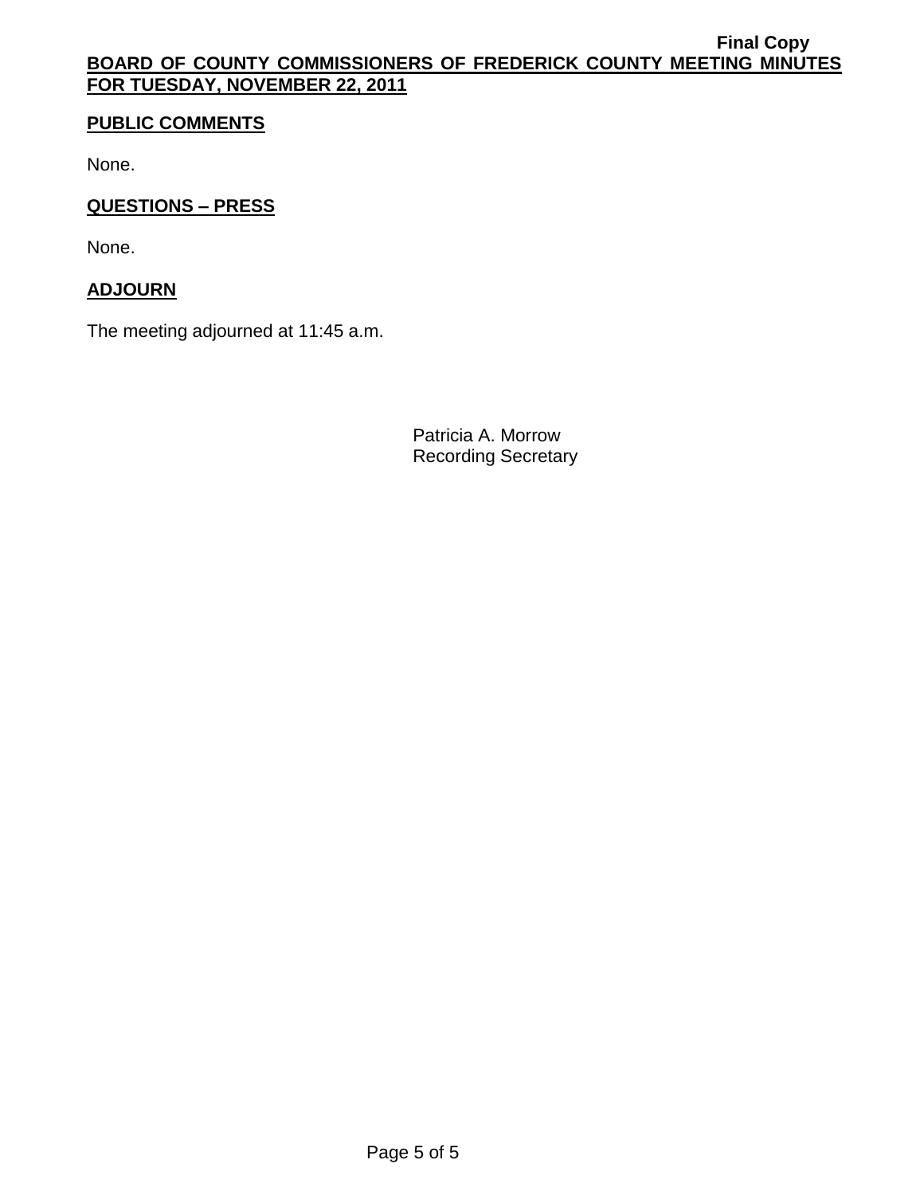## PUBLIC COMMENTS

None.

## QUESTIONS – PRESS

None.

## ADJOURN

The meeting adjourned at 11:45 a.m.

Patricia A. Morrow
Recording Secretary